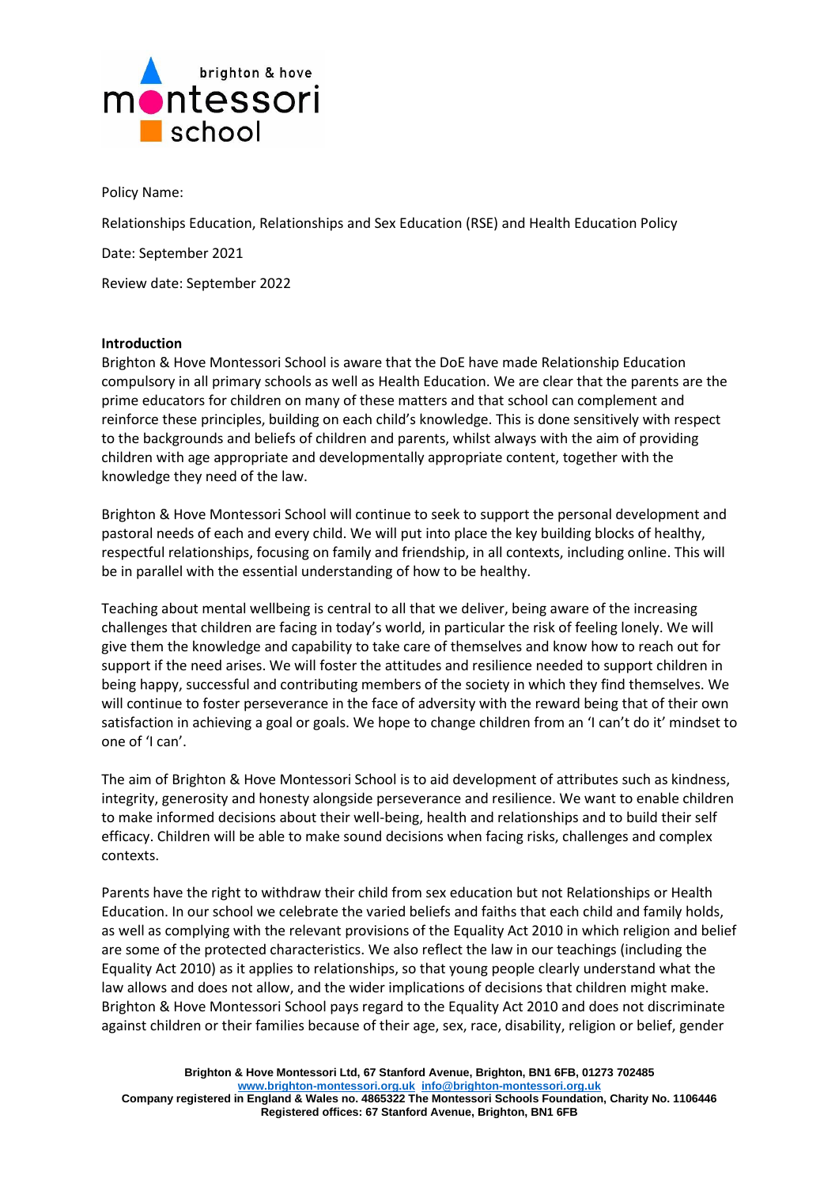Policy Name:

Relationships Education, Relationships and Sex Education (RSE) and Health Education Policy

Date: September 2021

Review date: September 2022

**Introduction**

Brighton & Hove Montessori School is aware that the DoE have made Relationship Education compulsory in all primary schools as well as Health Education. We are clear that the parents are the prime educators for children on many of these matters and that school can complement and reinforce these principles, building on each child's knowledge. This is done sensitively with respect to the backgrounds and beliefs of children and parents, whilst always with the aim of providing children with age appropriate and developmentally appropriate content, together with the knowledge they need of the law.

Brighton & Hove Montessori School will continue to seek to support the personal development and pastoral needs of each and every child. We will put into place the key building blocks of healthy, respectful relationships, focusing on family and friendship, in all contexts, including online. This will be in parallel with the essential understanding of how to be healthy.

Teaching about mental wellbeing is central to all that we deliver, being aware of the increasing challenges that children are facing in today's world, in particular the risk of feeling lonely. We will give them the knowledge and capability to take care of themselves and know how to reach out for support if the need arises. We will foster the attitudes and resilience needed to support children in being happy, successful and contributing members of the society in which they find themselves. We will continue to foster perseverance in the face of adversity with the reward being that of their own satisfaction in achieving a goal or goals. We hope to change children from an 'I can't do it' mindset to one of 'I can'.

The aim of Brighton & Hove Montessori School is to aid development of attributes such as kindness, integrity, generosity and honesty alongside perseverance and resilience. We want to enable children to make informed decisions about their well-being, health and relationships and to build their self efficacy. Children will be able to make sound decisions when facing risks, challenges and complex contexts.

Parents have the right to withdraw their child from sex education but not Relationships or Health Education. In our school we celebrate the varied beliefs and faiths that each child and family holds, as well as complying with the relevant provisions of the Equality Act 2010 in which religion and belief are some of the protected characteristics. We also reflect the law in our teachings (including the Equality Act 2010) as it applies to relationships, so that young people clearly understand what the law allows and does not allow, and the wider implications of decisions that children might make. Brighton & Hove Montessori School pays regard to the Equality Act 2010 and does not discriminate against children or their families because of their age, sex, race, disability, religion or belief, gender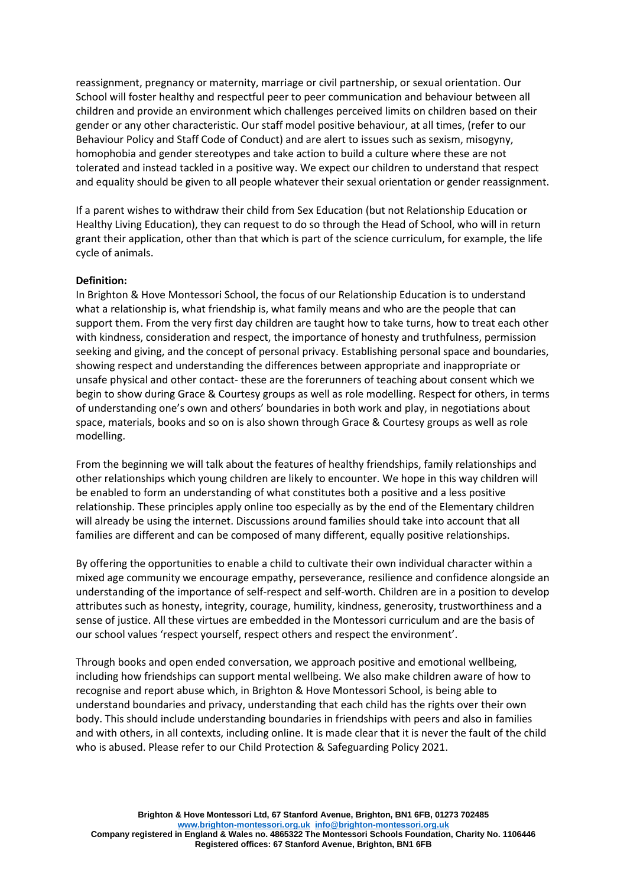reassignment, pregnancy or maternity, marriage or civil partnership, or sexual orientation. Our School will foster healthy and respectful peer to peer communication and behaviour between all children and provide an environment which challenges perceived limits on children based on their gender or any other characteristic. Our staff model positive behaviour, at all times, (refer to our Behaviour Policy and Staff Code of Conduct) and are alert to issues such as sexism, misogyny, homophobia and gender stereotypes and take action to build a culture where these are not tolerated and instead tackled in a positive way. We expect our children to understand that respect and equality should be given to all people whatever their sexual orientation or gender reassignment.

If a parent wishes to withdraw their child from Sex Education (but not Relationship Education or Healthy Living Education), they can request to do so through the Head of School, who will in return grant their application, other than that which is part of the science curriculum, for example, the life cycle of animals.

**Definition:**

In Brighton & Hove Montessori School, the focus of our Relationship Education is to understand what a relationship is, what friendship is, what family means and who are the people that can support them. From the very first day children are taught how to take turns, how to treat each other with kindness, consideration and respect, the importance of honesty and truthfulness, permission seeking and giving, and the concept of personal privacy. Establishing personal space and boundaries, showing respect and understanding the differences between appropriate and inappropriate or unsafe physical and other contact- these are the forerunners of teaching about consent which we begin to show during Grace & Courtesy groups as well as role modelling. Respect for others, in terms of understanding one's own and others' boundaries in both work and play, in negotiations about space, materials, books and so on is also shown through Grace & Courtesy groups as well as role modelling.

From the beginning we will talk about the features of healthy friendships, family relationships and other relationships which young children are likely to encounter. We hope in this way children will be enabled to form an understanding of what constitutes both a positive and a less positive relationship. These principles apply online too especially as by the end of the Elementary children will already be using the internet. Discussions around families should take into account that all families are different and can be composed of many different, equally positive relationships.

By offering the opportunities to enable a child to cultivate their own individual character within a mixed age community we encourage empathy, perseverance, resilience and confidence alongside an understanding of the importance of self-respect and self-worth. Children are in a position to develop attributes such as honesty, integrity, courage, humility, kindness, generosity, trustworthiness and a sense of justice. All these virtues are embedded in the Montessori curriculum and are the basis of our school values 'respect yourself, respect others and respect the environment'.

Through books and open ended conversation, we approach positive and emotional wellbeing, including how friendships can support mental wellbeing. We also make children aware of how to recognise and report abuse which, in Brighton & Hove Montessori School, is being able to understand boundaries and privacy, understanding that each child has the rights over their own body. This should include understanding boundaries in friendships with peers and also in families and with others, in all contexts, including online. It is made clear that it is never the fault of the child who is abused. Please refer to our Child Protection & Safeguarding Policy 2021.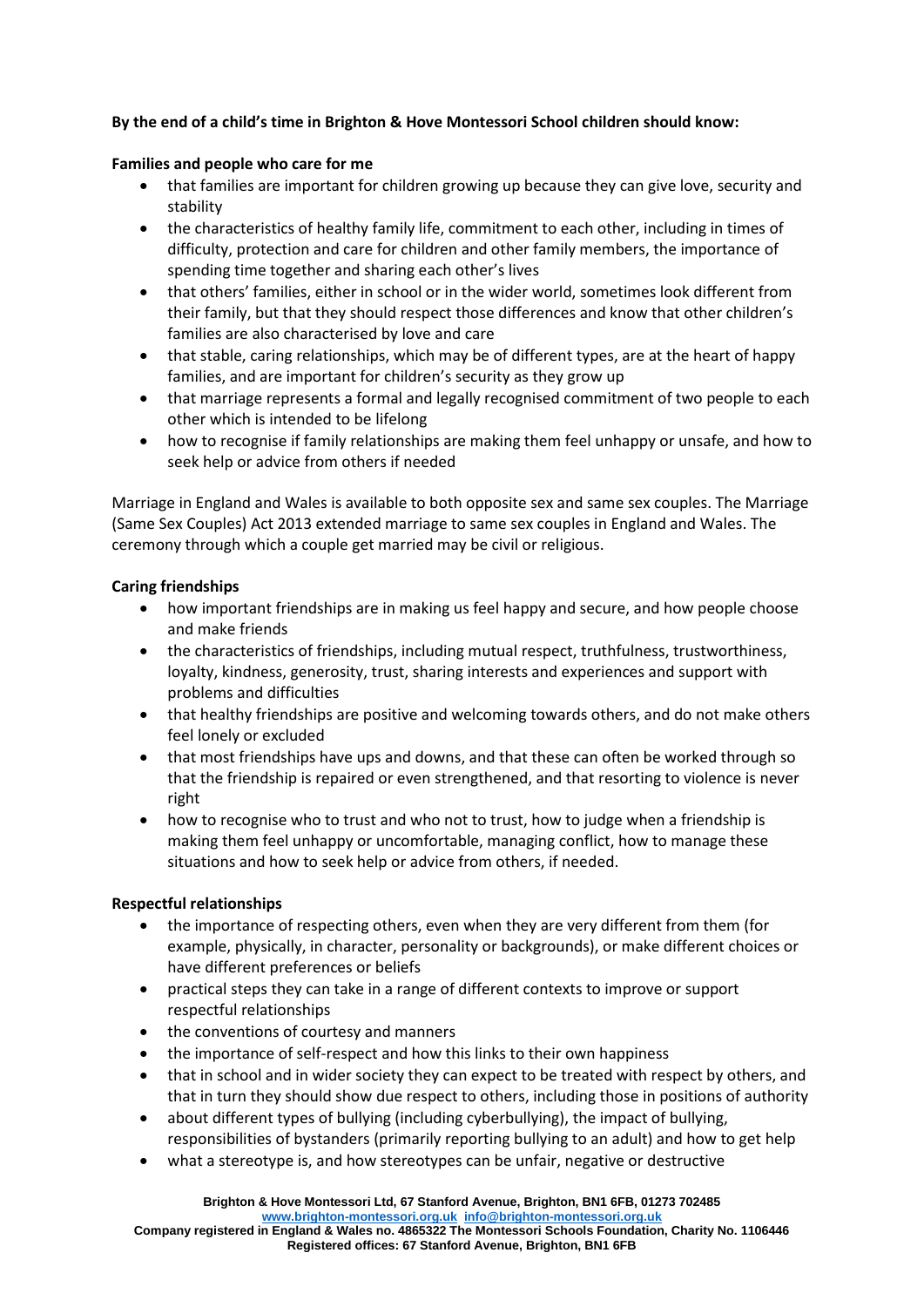**By the end of a child's time in Brighton & Hove Montessori School children should know:**

**Families and people who care for me**

- that families are important for children growing up because they can give love, security and stability
- the characteristics of healthy family life, commitment to each other, including in times of difficulty, protection and care for children and other family members, the importance of spending time together and sharing each other's lives
- that others' families, either in school or in the wider world, sometimes look different from their family, but that they should respect those differences and know that other children's families are also characterised by love and care
- that stable, caring relationships, which may be of different types, are at the heart of happy families, and are important for children's security as they grow up
- that marriage represents a formal and legally recognised commitment of two people to each other which is intended to be lifelong
- how to recognise if family relationships are making them feel unhappy or unsafe, and how to seek help or advice from others if needed

Marriage in England and Wales is available to both opposite sex and same sex couples. The Marriage (Same Sex Couples) Act 2013 extended marriage to same sex couples in England and Wales. The ceremony through which a couple get married may be civil or religious.

**Caring friendships**

- how important friendships are in making us feel happy and secure, and how people choose and make friends
- the characteristics of friendships, including mutual respect, truthfulness, trustworthiness, loyalty, kindness, generosity, trust, sharing interests and experiences and support with problems and difficulties
- that healthy friendships are positive and welcoming towards others, and do not make others feel lonely or excluded
- that most friendships have ups and downs, and that these can often be worked through so that the friendship is repaired or even strengthened, and that resorting to violence is never right
- how to recognise who to trust and who not to trust, how to judge when a friendship is making them feel unhappy or uncomfortable, managing conflict, how to manage these situations and how to seek help or advice from others, if needed.

**Respectful relationships**

- the importance of respecting others, even when they are very different from them (for example, physically, in character, personality or backgrounds), or make different choices or have different preferences or beliefs
- practical steps they can take in a range of different contexts to improve or support respectful relationships
- the conventions of courtesy and manners
- the importance of self-respect and how this links to their own happiness
- that in school and in wider society they can expect to be treated with respect by others, and that in turn they should show due respect to others, including those in positions of authority
- about different types of bullying (including cyberbullying), the impact of bullying, responsibilities of bystanders (primarily reporting bullying to an adult) and how to get help
- what a stereotype is, and how stereotypes can be unfair, negative or destructive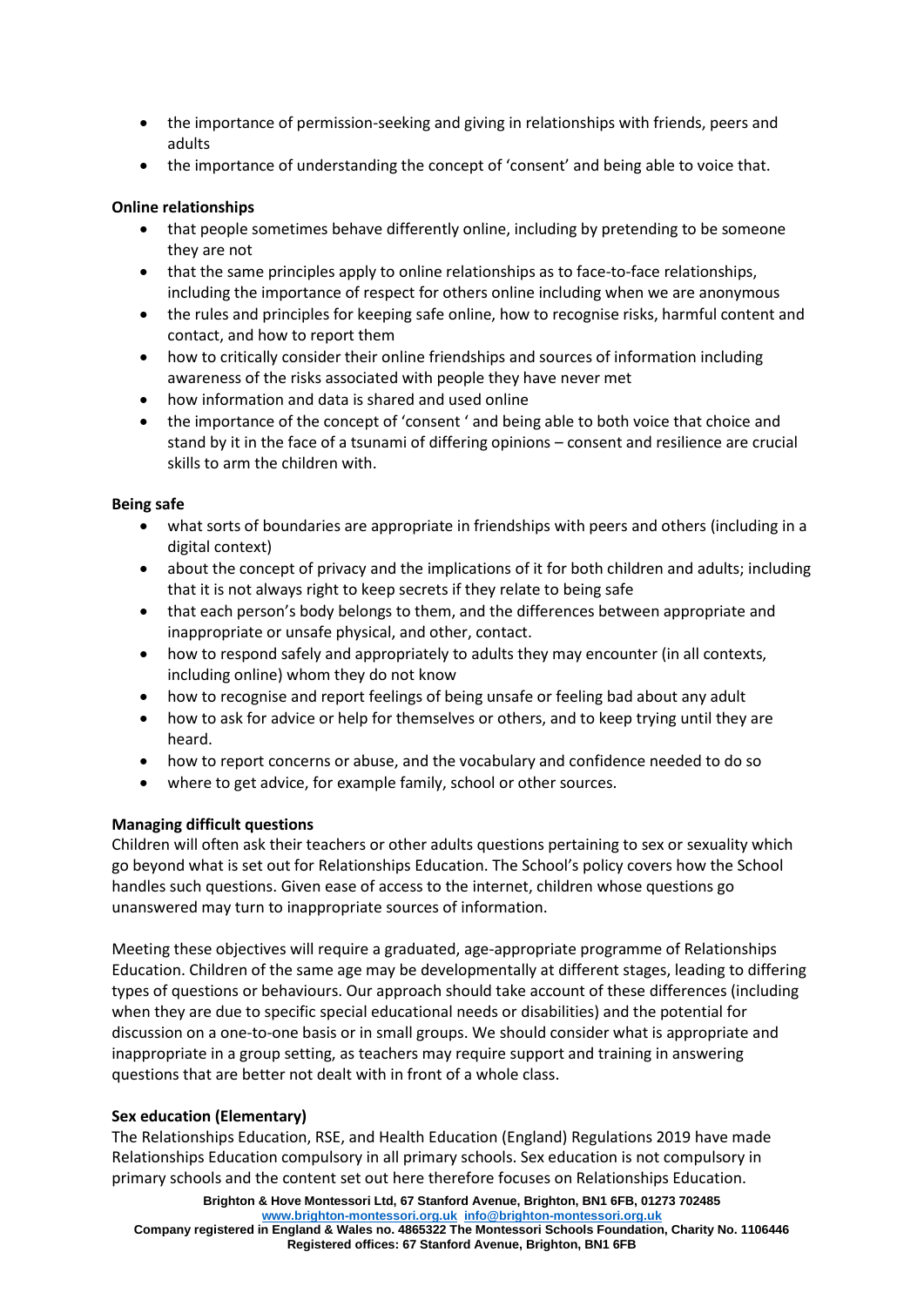- the importance of permission-seeking and giving in relationships with friends, peers and adults
- the importance of understanding the concept of 'consent' and being able to voice that.

**Online relationships**

- that people sometimes behave differently online, including by pretending to be someone they are not
- that the same principles apply to online relationships as to face-to-face relationships, including the importance of respect for others online including when we are anonymous
- the rules and principles for keeping safe online, how to recognise risks, harmful content and contact, and how to report them
- how to critically consider their online friendships and sources of information including awareness of the risks associated with people they have never met
- how information and data is shared and used online
- the importance of the concept of 'consent ' and being able to both voice that choice and stand by it in the face of a tsunami of differing opinions – consent and resilience are crucial skills to arm the children with.

**Being safe**

- what sorts of boundaries are appropriate in friendships with peers and others (including in a digital context)
- about the concept of privacy and the implications of it for both children and adults; including that it is not always right to keep secrets if they relate to being safe
- that each person's body belongs to them, and the differences between appropriate and inappropriate or unsafe physical, and other, contact.
- how to respond safely and appropriately to adults they may encounter (in all contexts, including online) whom they do not know
- how to recognise and report feelings of being unsafe or feeling bad about any adult
- how to ask for advice or help for themselves or others, and to keep trying until they are heard.
- how to report concerns or abuse, and the vocabulary and confidence needed to do so
- where to get advice, for example family, school or other sources.

**Managing difficult questions**

Children will often ask their teachers or other adults questions pertaining to sex or sexuality which go beyond what is set out for Relationships Education. The School's policy covers how the School handles such questions. Given ease of access to the internet, children whose questions go unanswered may turn to inappropriate sources of information.

Meeting these objectives will require a graduated, age-appropriate programme of Relationships Education. Children of the same age may be developmentally at different stages, leading to differing types of questions or behaviours. Our approach should take account of these differences (including when they are due to specific special educational needs or disabilities) and the potential for discussion on a one-to-one basis or in small groups. We should consider what is appropriate and inappropriate in a group setting, as teachers may require support and training in answering questions that are better not dealt with in front of a whole class.

**Sex education (Elementary)**

The Relationships Education, RSE, and Health Education (England) Regulations 2019 have made Relationships Education compulsory in all primary schools. Sex education is not compulsory in primary schools and the content set out here therefore focuses on Relationships Education.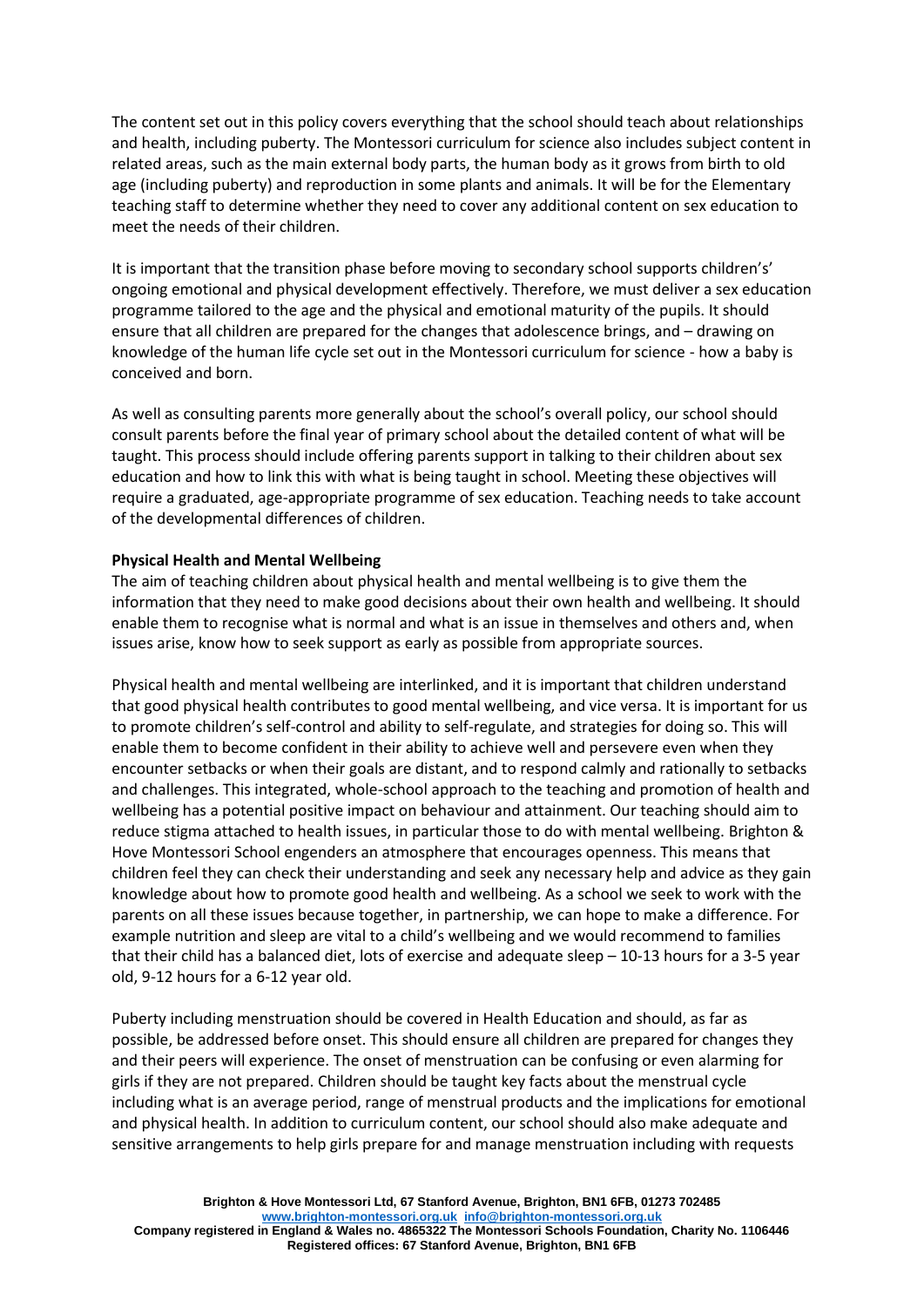The content set out in this policy covers everything that the school should teach about relationships and health, including puberty. The Montessori curriculum for science also includes subject content in related areas, such as the main external body parts, the human body as it grows from birth to old age (including puberty) and reproduction in some plants and animals. It will be for the Elementary teaching staff to determine whether they need to cover any additional content on sex education to meet the needs of their children.

It is important that the transition phase before moving to secondary school supports children's' ongoing emotional and physical development effectively. Therefore, we must deliver a sex education programme tailored to the age and the physical and emotional maturity of the pupils. It should ensure that all children are prepared for the changes that adolescence brings, and – drawing on knowledge of the human life cycle set out in the Montessori curriculum for science - how a baby is conceived and born.

As well as consulting parents more generally about the school's overall policy, our school should consult parents before the final year of primary school about the detailed content of what will be taught. This process should include offering parents support in talking to their children about sex education and how to link this with what is being taught in school. Meeting these objectives will require a graduated, age-appropriate programme of sex education. Teaching needs to take account of the developmental differences of children.

**Physical Health and Mental Wellbeing**

The aim of teaching children about physical health and mental wellbeing is to give them the information that they need to make good decisions about their own health and wellbeing. It should enable them to recognise what is normal and what is an issue in themselves and others and, when issues arise, know how to seek support as early as possible from appropriate sources.

Physical health and mental wellbeing are interlinked, and it is important that children understand that good physical health contributes to good mental wellbeing, and vice versa. It is important for us to promote children's self-control and ability to self-regulate, and strategies for doing so. This will enable them to become confident in their ability to achieve well and persevere even when they encounter setbacks or when their goals are distant, and to respond calmly and rationally to setbacks and challenges. This integrated, whole-school approach to the teaching and promotion of health and wellbeing has a potential positive impact on behaviour and attainment. Our teaching should aim to reduce stigma attached to health issues, in particular those to do with mental wellbeing. Brighton & Hove Montessori School engenders an atmosphere that encourages openness. This means that children feel they can check their understanding and seek any necessary help and advice as they gain knowledge about how to promote good health and wellbeing. As a school we seek to work with the parents on all these issues because together, in partnership, we can hope to make a difference. For example nutrition and sleep are vital to a child's wellbeing and we would recommend to families that their child has a balanced diet, lots of exercise and adequate sleep – 10-13 hours for a 3-5 year old, 9-12 hours for a 6-12 year old.

Puberty including menstruation should be covered in Health Education and should, as far as possible, be addressed before onset. This should ensure all children are prepared for changes they and their peers will experience. The onset of menstruation can be confusing or even alarming for girls if they are not prepared. Children should be taught key facts about the menstrual cycle including what is an average period, range of menstrual products and the implications for emotional and physical health. In addition to curriculum content, our school should also make adequate and sensitive arrangements to help girls prepare for and manage menstruation including with requests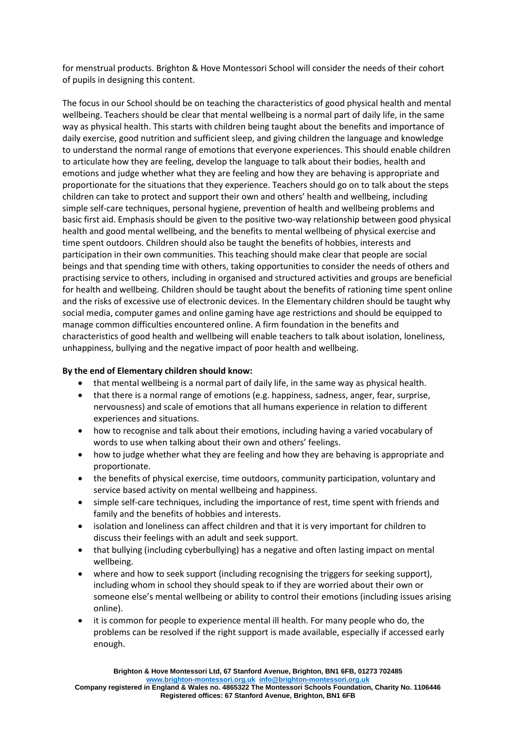for menstrual products. Brighton & Hove Montessori School will consider the needs of their cohort of pupils in designing this content.

The focus in our School should be on teaching the characteristics of good physical health and mental wellbeing. Teachers should be clear that mental wellbeing is a normal part of daily life, in the same way as physical health. This starts with children being taught about the benefits and importance of daily exercise, good nutrition and sufficient sleep, and giving children the language and knowledge to understand the normal range of emotions that everyone experiences. This should enable children to articulate how they are feeling, develop the language to talk about their bodies, health and emotions and judge whether what they are feeling and how they are behaving is appropriate and proportionate for the situations that they experience. Teachers should go on to talk about the steps children can take to protect and support their own and others' health and wellbeing, including simple self-care techniques, personal hygiene, prevention of health and wellbeing problems and basic first aid. Emphasis should be given to the positive two-way relationship between good physical health and good mental wellbeing, and the benefits to mental wellbeing of physical exercise and time spent outdoors. Children should also be taught the benefits of hobbies, interests and participation in their own communities. This teaching should make clear that people are social beings and that spending time with others, taking opportunities to consider the needs of others and practising service to others, including in organised and structured activities and groups are beneficial for health and wellbeing. Children should be taught about the benefits of rationing time spent online and the risks of excessive use of electronic devices. In the Elementary children should be taught why social media, computer games and online gaming have age restrictions and should be equipped to manage common difficulties encountered online. A firm foundation in the benefits and characteristics of good health and wellbeing will enable teachers to talk about isolation, loneliness, unhappiness, bullying and the negative impact of poor health and wellbeing.

**By the end of Elementary children should know:**

- that mental wellbeing is a normal part of daily life, in the same way as physical health.
- that there is a normal range of emotions (e.g. happiness, sadness, anger, fear, surprise, nervousness) and scale of emotions that all humans experience in relation to different experiences and situations.
- how to recognise and talk about their emotions, including having a varied vocabulary of words to use when talking about their own and others' feelings.
- how to judge whether what they are feeling and how they are behaving is appropriate and proportionate.
- the benefits of physical exercise, time outdoors, community participation, voluntary and service based activity on mental wellbeing and happiness.
- simple self-care techniques, including the importance of rest, time spent with friends and family and the benefits of hobbies and interests.
- isolation and loneliness can affect children and that it is very important for children to discuss their feelings with an adult and seek support.
- that bullying (including cyberbullying) has a negative and often lasting impact on mental wellbeing.
- where and how to seek support (including recognising the triggers for seeking support), including whom in school they should speak to if they are worried about their own or someone else's mental wellbeing or ability to control their emotions (including issues arising online).
- it is common for people to experience mental ill health. For many people who do, the problems can be resolved if the right support is made available, especially if accessed early enough.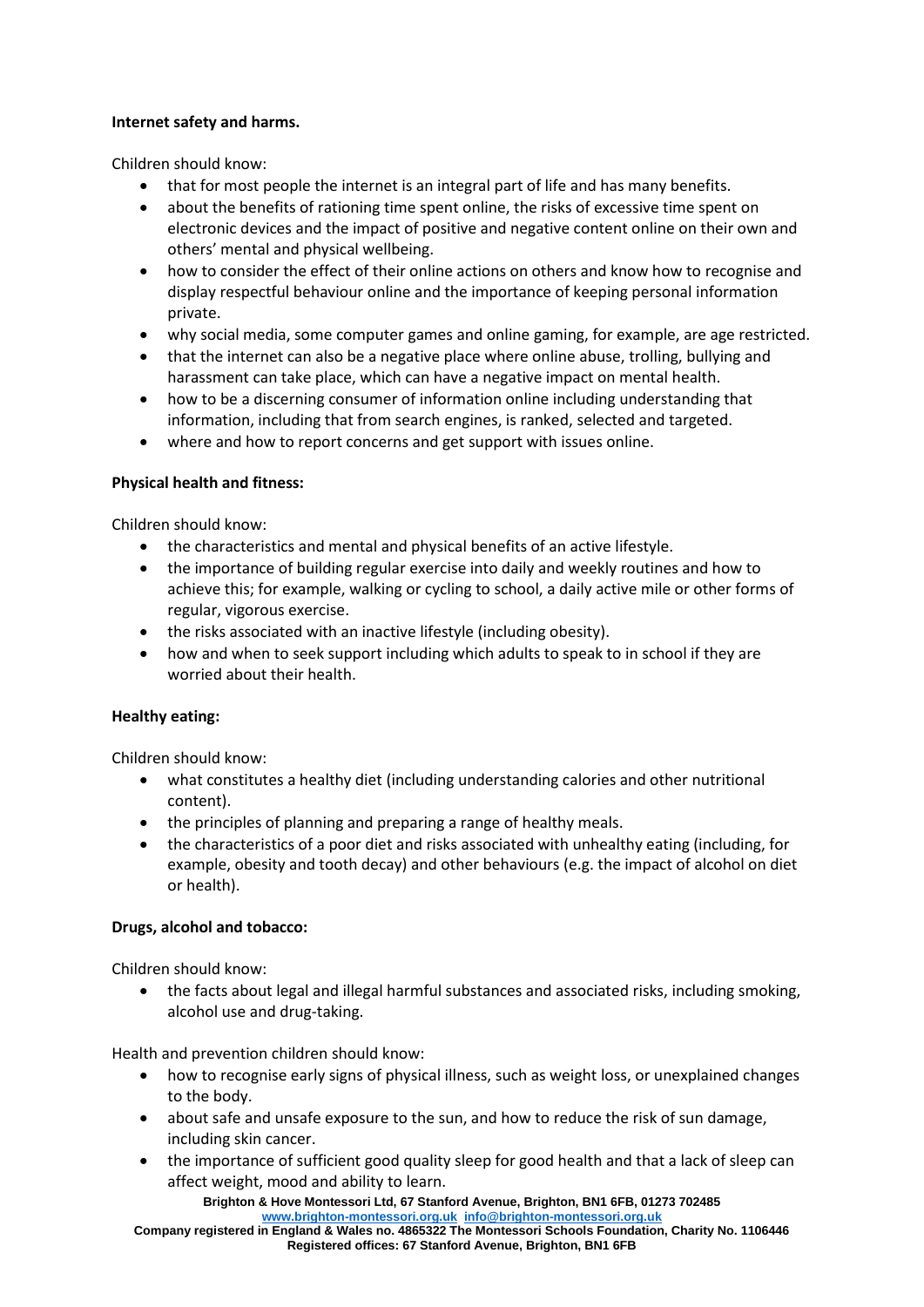**Internet safety and harms.**

Children should know:

- that for most people the internet is an integral part of life and has many benefits.
- about the benefits of rationing time spent online, the risks of excessive time spent on electronic devices and the impact of positive and negative content online on their own and others' mental and physical wellbeing.
- how to consider the effect of their online actions on others and know how to recognise and display respectful behaviour online and the importance of keeping personal information private.
- why social media, some computer games and online gaming, for example, are age restricted.
- that the internet can also be a negative place where online abuse, trolling, bullying and harassment can take place, which can have a negative impact on mental health.
- how to be a discerning consumer of information online including understanding that information, including that from search engines, is ranked, selected and targeted.
- where and how to report concerns and get support with issues online.

**Physical health and fitness:**

Children should know:

- the characteristics and mental and physical benefits of an active lifestyle.
- the importance of building regular exercise into daily and weekly routines and how to achieve this; for example, walking or cycling to school, a daily active mile or other forms of regular, vigorous exercise.
- the risks associated with an inactive lifestyle (including obesity).
- how and when to seek support including which adults to speak to in school if they are worried about their health.

**Healthy eating:**

Children should know:

- what constitutes a healthy diet (including understanding calories and other nutritional content).
- the principles of planning and preparing a range of healthy meals.
- the characteristics of a poor diet and risks associated with unhealthy eating (including, for example, obesity and tooth decay) and other behaviours (e.g. the impact of alcohol on diet or health).

**Drugs, alcohol and tobacco:**

Children should know:

- the facts about legal and illegal harmful substances and associated risks, including smoking, alcohol use and drug-taking.

Health and prevention children should know:

- how to recognise early signs of physical illness, such as weight loss, or unexplained changes to the body.
- about safe and unsafe exposure to the sun, and how to reduce the risk of sun damage, including skin cancer.
- the importance of sufficient good quality sleep for good health and that a lack of sleep can affect weight, mood and ability to learn.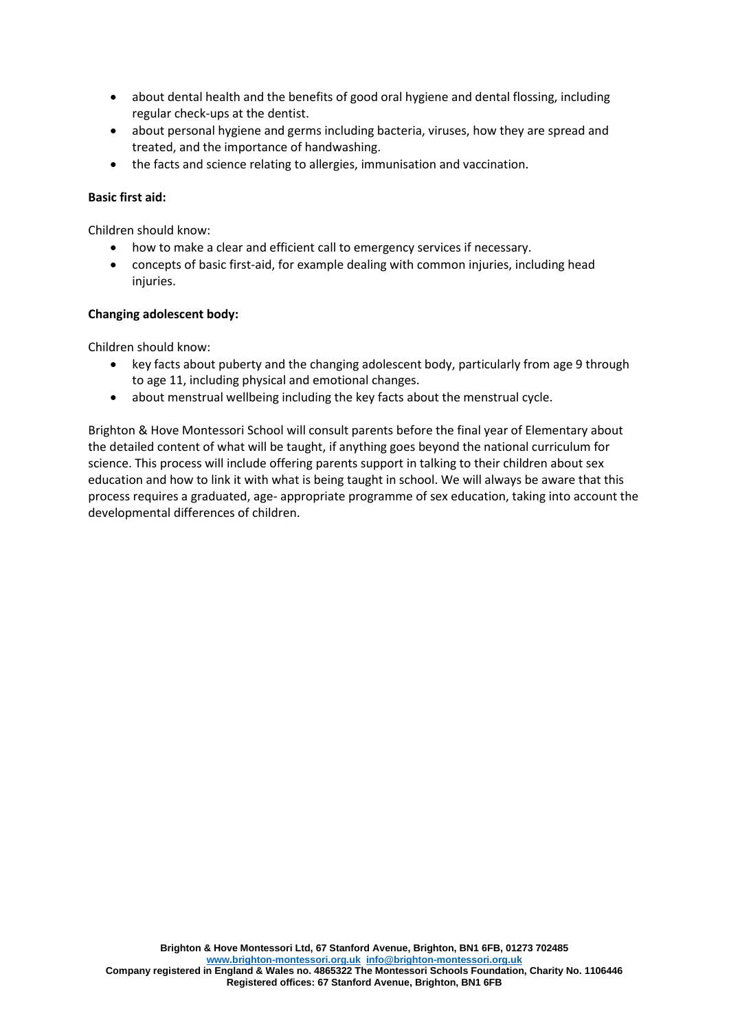- about dental health and the benefits of good oral hygiene and dental flossing, including regular check-ups at the dentist.
- about personal hygiene and germs including bacteria, viruses, how they are spread and treated, and the importance of handwashing.
- the facts and science relating to allergies, immunisation and vaccination.

**Basic first aid:**

Children should know:

- how to make a clear and efficient call to emergency services if necessary.
- concepts of basic first-aid, for example dealing with common injuries, including head injuries.

**Changing adolescent body:**

Children should know:

- key facts about puberty and the changing adolescent body, particularly from age 9 through to age 11, including physical and emotional changes.
- about menstrual wellbeing including the key facts about the menstrual cycle.

Brighton & Hove Montessori School will consult parents before the final year of Elementary about the detailed content of what will be taught, if anything goes beyond the national curriculum for science. This process will include offering parents support in talking to their children about sex education and how to link it with what is being taught in school. We will always be aware that this process requires a graduated, age- appropriate programme of sex education, taking into account the developmental differences of children.